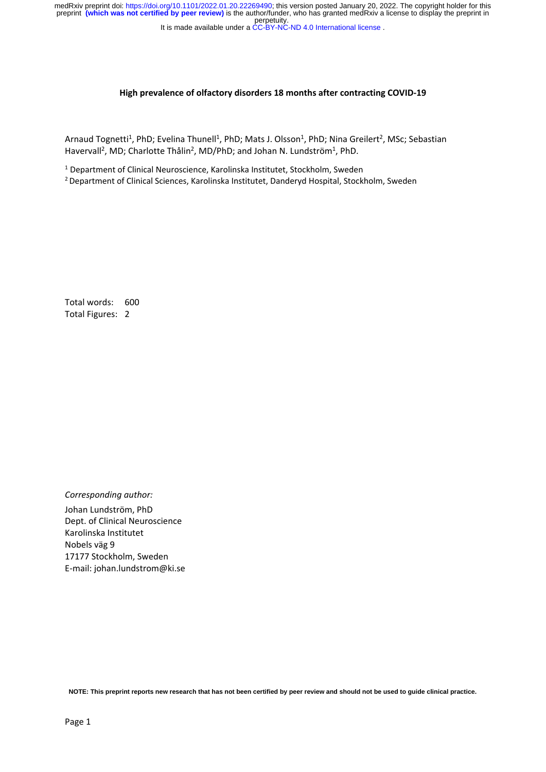# High prevalence of olfactory disorders 18 months after contracting COVID-19

Arnaud Tognetti[1], PhD; Evelina Thunell[1], PhD; Mats J. Olsson[1], PhD; Nina Greilert[2], MSc; Sebastian Havervall[2], MD; Charlotte Thålin[2], MD/PhD; and Johan N. Lundström[1], PhD.

[1] Department of Clinical Neuroscience, Karolinska Institutet, Stockholm, Sweden

[2] Department of Clinical Sciences, Karolinska Institutet, Danderyd Hospital, Stockholm, Sweden

Total words: 600

Total Figures: 2

*Corresponding author:*

Johan Lundström, PhD
Dept. of Clinical Neuroscience
Karolinska Institutet
Nobels väg 9
17177 Stockholm, Sweden
E-mail: johan.lundstrom@ki.se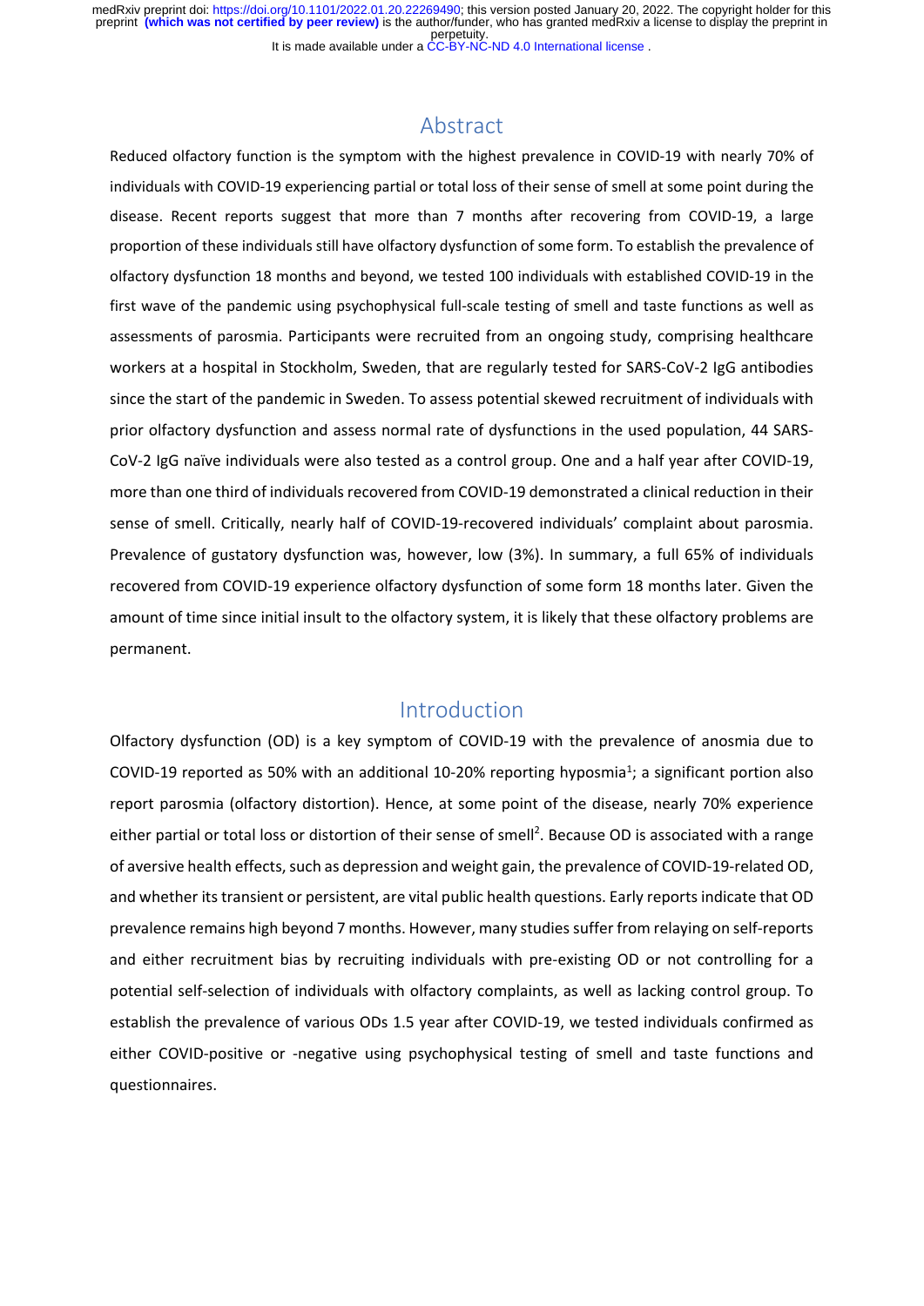## Abstract

Reduced olfactory function is the symptom with the highest prevalence in COVID-19 with nearly 70% of individuals with COVID-19 experiencing partial or total loss of their sense of smell at some point during the disease. Recent reports suggest that more than 7 months after recovering from COVID-19, a large proportion of these individuals still have olfactory dysfunction of some form. To establish the prevalence of olfactory dysfunction 18 months and beyond, we tested 100 individuals with established COVID-19 in the first wave of the pandemic using psychophysical full-scale testing of smell and taste functions as well as assessments of parosmia. Participants were recruited from an ongoing study, comprising healthcare workers at a hospital in Stockholm, Sweden, that are regularly tested for SARS-CoV-2 IgG antibodies since the start of the pandemic in Sweden. To assess potential skewed recruitment of individuals with prior olfactory dysfunction and assess normal rate of dysfunctions in the used population, 44 SARS-CoV-2 IgG naïve individuals were also tested as a control group. One and a half year after COVID-19, more than one third of individuals recovered from COVID-19 demonstrated a clinical reduction in their sense of smell. Critically, nearly half of COVID-19-recovered individuals' complaint about parosmia. Prevalence of gustatory dysfunction was, however, low (3%). In summary, a full 65% of individuals recovered from COVID-19 experience olfactory dysfunction of some form 18 months later. Given the amount of time since initial insult to the olfactory system, it is likely that these olfactory problems are permanent.

## Introduction

Olfactory dysfunction (OD) is a key symptom of COVID-19 with the prevalence of anosmia due to COVID-19 reported as 50% with an additional 10-20% reporting hyposmia[1]; a significant portion also report parosmia (olfactory distortion). Hence, at some point of the disease, nearly 70% experience either partial or total loss or distortion of their sense of smell[2]. Because OD is associated with a range of aversive health effects, such as depression and weight gain, the prevalence of COVID-19-related OD, and whether its transient or persistent, are vital public health questions. Early reports indicate that OD prevalence remains high beyond 7 months. However, many studies suffer from relaying on self-reports and either recruitment bias by recruiting individuals with pre-existing OD or not controlling for a potential self-selection of individuals with olfactory complaints, as well as lacking control group. To establish the prevalence of various ODs 1.5 year after COVID-19, we tested individuals confirmed as either COVID-positive or -negative using psychophysical testing of smell and taste functions and questionnaires.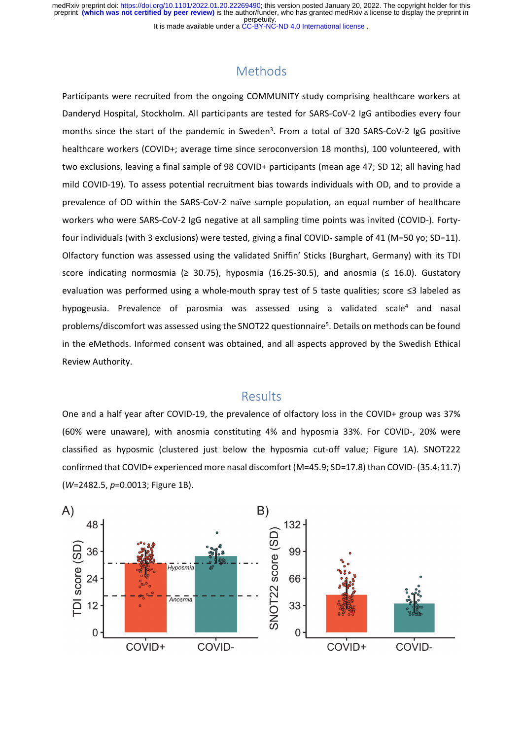## Methods

Participants were recruited from the ongoing COMMUNITY study comprising healthcare workers at Danderyd Hospital, Stockholm. All participants are tested for SARS-CoV-2 IgG antibodies every four months since the start of the pandemic in Sweden[3]. From a total of 320 SARS-CoV-2 IgG positive healthcare workers (COVID+; average time since seroconversion 18 months), 100 volunteered, with two exclusions, leaving a final sample of 98 COVID+ participants (mean age 47; SD 12; all having had mild COVID-19). To assess potential recruitment bias towards individuals with OD, and to provide a prevalence of OD within the SARS-CoV-2 naïve sample population, an equal number of healthcare workers who were SARS-CoV-2 IgG negative at all sampling time points was invited (COVID-). Forty-four individuals (with 3 exclusions) were tested, giving a final COVID- sample of 41 (M=50 yo; SD=11). Olfactory function was assessed using the validated Sniffin' Sticks (Burghart, Germany) with its TDI score indicating normosmia (≥ 30.75), hyposmia (16.25-30.5), and anosmia (≤ 16.0). Gustatory evaluation was performed using a whole-mouth spray test of 5 taste qualities; score ≤3 labeled as hypogeusia. Prevalence of parosmia was assessed using a validated scale[4] and nasal problems/discomfort was assessed using the SNOT22 questionnaire[5]. Details on methods can be found in the eMethods. Informed consent was obtained, and all aspects approved by the Swedish Ethical Review Authority.

## Results

One and a half year after COVID-19, the prevalence of olfactory loss in the COVID+ group was 37% (60% were unaware), with anosmia constituting 4% and hyposmia 33%. For COVID-, 20% were classified as hyposmic (clustered just below the hyposmia cut-off value; Figure 1A). SNOT222 confirmed that COVID+ experienced more nasal discomfort (M=45.9; SD=17.8) than COVID- (35.4; 11.7) (*W*=2482.5, *p*=0.0013; Figure 1B).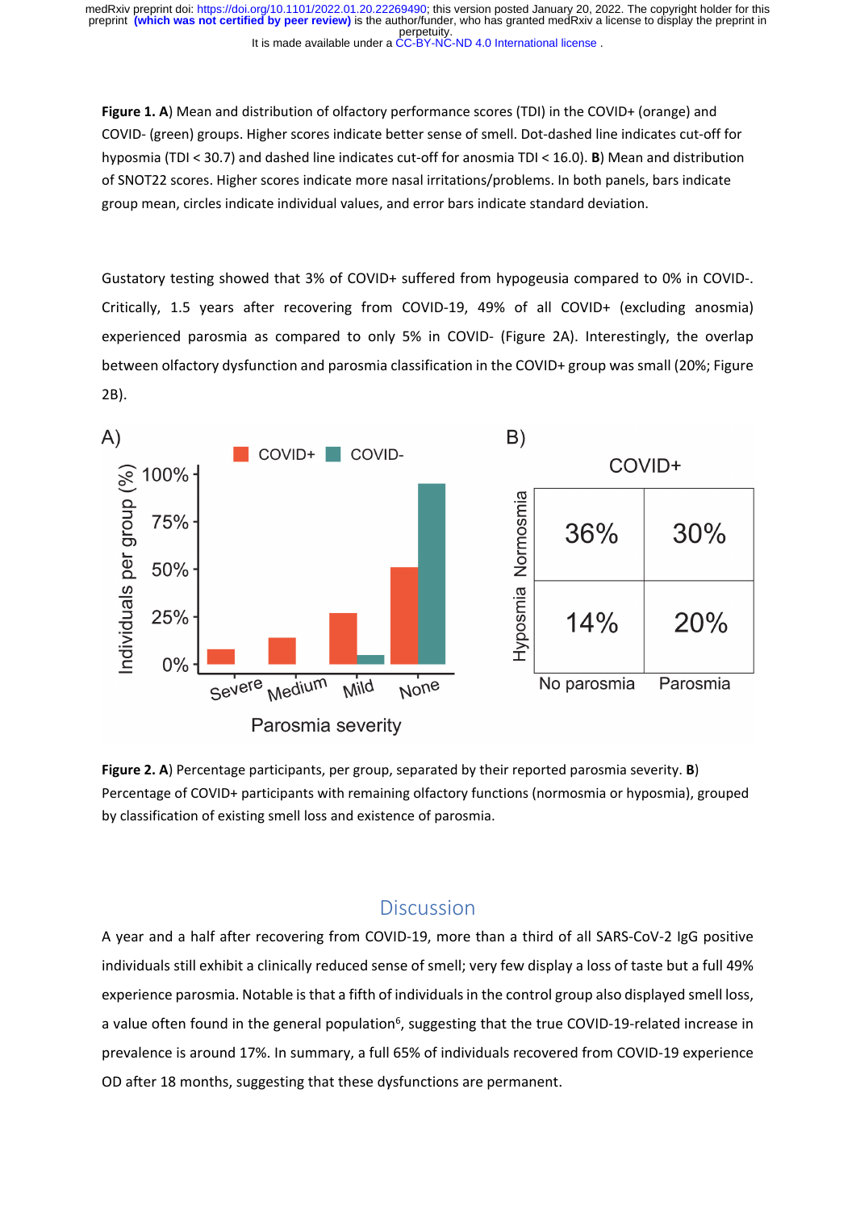**Figure 1. A**) Mean and distribution of olfactory performance scores (TDI) in the COVID+ (orange) and COVID- (green) groups. Higher scores indicate better sense of smell. Dot-dashed line indicates cut-off for hyposmia (TDI < 30.7) and dashed line indicates cut-off for anosmia TDI < 16.0). **B**) Mean and distribution of SNOT22 scores. Higher scores indicate more nasal irritations/problems. In both panels, bars indicate group mean, circles indicate individual values, and error bars indicate standard deviation.

Gustatory testing showed that 3% of COVID+ suffered from hypogeusia compared to 0% in COVID-. Critically, 1.5 years after recovering from COVID-19, 49% of all COVID+ (excluding anosmia) experienced parosmia as compared to only 5% in COVID- (Figure 2A). Interestingly, the overlap between olfactory dysfunction and parosmia classification in the COVID+ group was small (20%; Figure 2B).

**Figure 2. A**) Percentage participants, per group, separated by their reported parosmia severity. **B**) Percentage of COVID+ participants with remaining olfactory functions (normosmia or hyposmia), grouped by classification of existing smell loss and existence of parosmia.

## Discussion

A year and a half after recovering from COVID-19, more than a third of all SARS-CoV-2 IgG positive individuals still exhibit a clinically reduced sense of smell; very few display a loss of taste but a full 49% experience parosmia. Notable is that a fifth of individuals in the control group also displayed smell loss, a value often found in the general population[6], suggesting that the true COVID-19-related increase in prevalence is around 17%. In summary, a full 65% of individuals recovered from COVID-19 experience OD after 18 months, suggesting that these dysfunctions are permanent.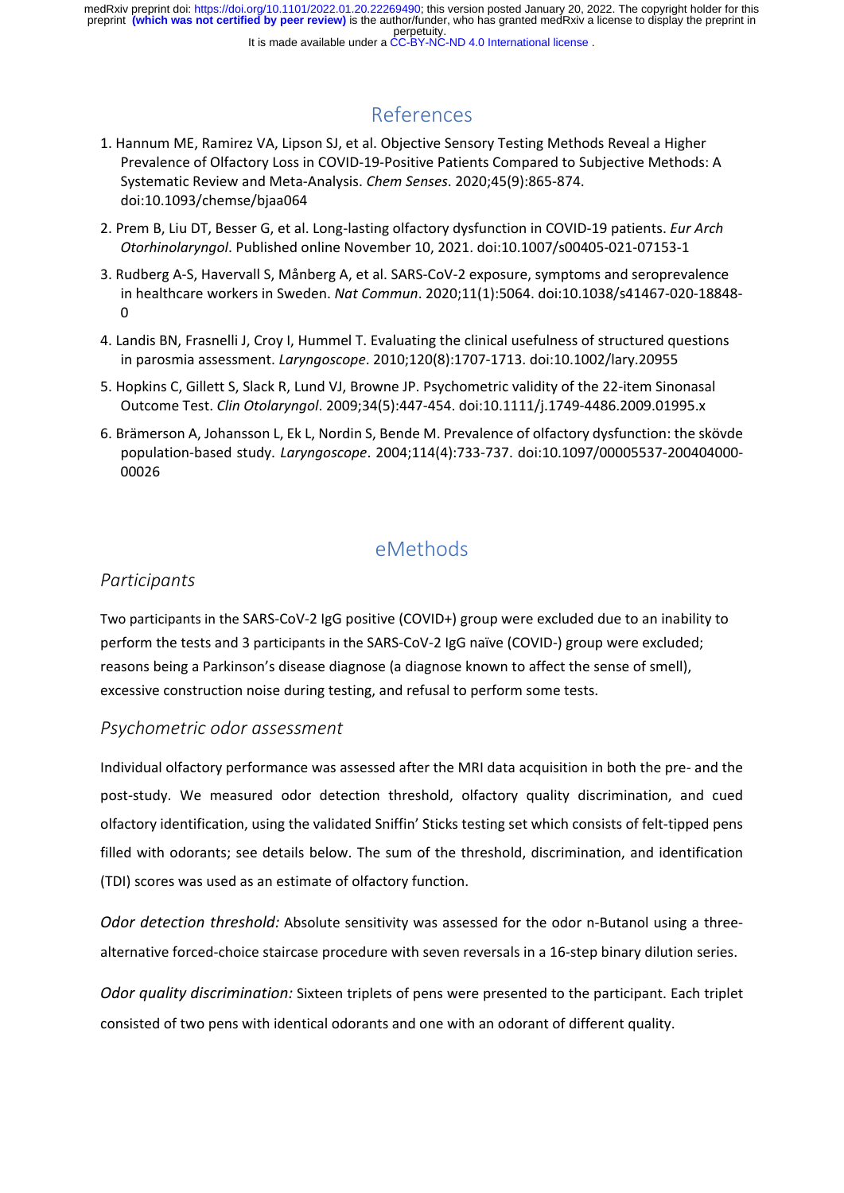## References

1. Hannum ME, Ramirez VA, Lipson SJ, et al. Objective Sensory Testing Methods Reveal a Higher Prevalence of Olfactory Loss in COVID-19-Positive Patients Compared to Subjective Methods: A Systematic Review and Meta-Analysis. *Chem Senses*. 2020;45(9):865-874. doi:10.1093/chemse/bjaa064
2. Prem B, Liu DT, Besser G, et al. Long-lasting olfactory dysfunction in COVID-19 patients. *Eur Arch Otorhinolaryngol*. Published online November 10, 2021. doi:10.1007/s00405-021-07153-1
3. Rudberg A-S, Havervall S, Månberg A, et al. SARS-CoV-2 exposure, symptoms and seroprevalence in healthcare workers in Sweden. *Nat Commun*. 2020;11(1):5064. doi:10.1038/s41467-020-18848-0
4. Landis BN, Frasnelli J, Croy I, Hummel T. Evaluating the clinical usefulness of structured questions in parosmia assessment. *Laryngoscope*. 2010;120(8):1707-1713. doi:10.1002/lary.20955
5. Hopkins C, Gillett S, Slack R, Lund VJ, Browne JP. Psychometric validity of the 22-item Sinonasal Outcome Test. *Clin Otolaryngol*. 2009;34(5):447-454. doi:10.1111/j.1749-4486.2009.01995.x
6. Brämerson A, Johansson L, Ek L, Nordin S, Bende M. Prevalence of olfactory dysfunction: the skövde population-based study. *Laryngoscope*. 2004;114(4):733-737. doi:10.1097/00005537-200404000-00026

## eMethods

### *Participants*

Two participants in the SARS-CoV-2 IgG positive (COVID+) group were excluded due to an inability to perform the tests and 3 participants in the SARS-CoV-2 IgG naïve (COVID-) group were excluded; reasons being a Parkinson's disease diagnose (a diagnose known to affect the sense of smell), excessive construction noise during testing, and refusal to perform some tests.

### *Psychometric odor assessment*

Individual olfactory performance was assessed after the MRI data acquisition in both the pre- and the post-study. We measured odor detection threshold, olfactory quality discrimination, and cued olfactory identification, using the validated Sniffin' Sticks testing set which consists of felt-tipped pens filled with odorants; see details below. The sum of the threshold, discrimination, and identification (TDI) scores was used as an estimate of olfactory function.

*Odor detection threshold:* Absolute sensitivity was assessed for the odor n-Butanol using a three-alternative forced-choice staircase procedure with seven reversals in a 16-step binary dilution series.

*Odor quality discrimination:* Sixteen triplets of pens were presented to the participant. Each triplet consisted of two pens with identical odorants and one with an odorant of different quality.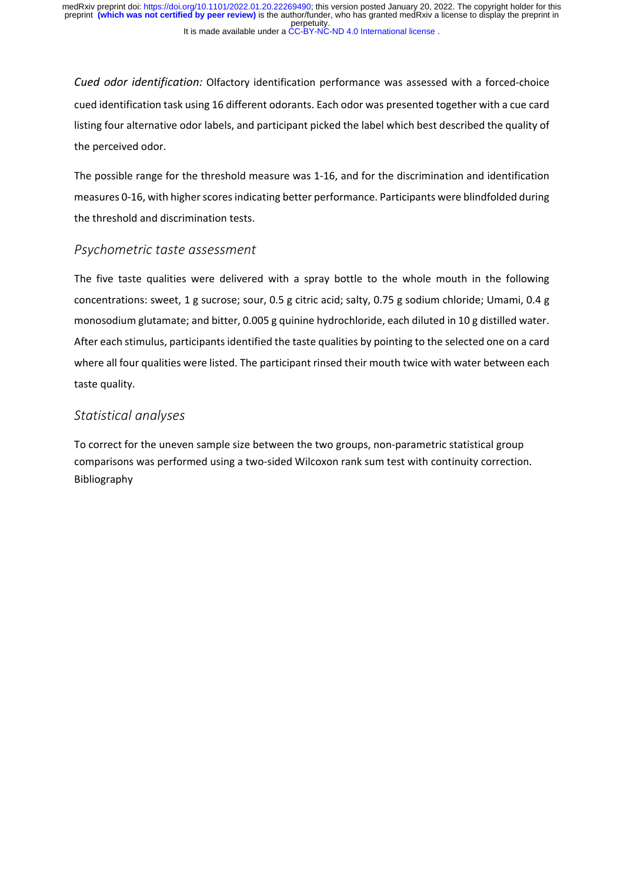*Cued odor identification:* Olfactory identification performance was assessed with a forced-choice cued identification task using 16 different odorants. Each odor was presented together with a cue card listing four alternative odor labels, and participant picked the label which best described the quality of the perceived odor.

The possible range for the threshold measure was 1-16, and for the discrimination and identification measures 0-16, with higher scores indicating better performance. Participants were blindfolded during the threshold and discrimination tests.

## *Psychometric taste assessment*

The five taste qualities were delivered with a spray bottle to the whole mouth in the following concentrations: sweet, 1 g sucrose; sour, 0.5 g citric acid; salty, 0.75 g sodium chloride; Umami, 0.4 g monosodium glutamate; and bitter, 0.005 g quinine hydrochloride, each diluted in 10 g distilled water. After each stimulus, participants identified the taste qualities by pointing to the selected one on a card where all four qualities were listed. The participant rinsed their mouth twice with water between each taste quality.

## *Statistical analyses*

To correct for the uneven sample size between the two groups, non-parametric statistical group comparisons was performed using a two-sided Wilcoxon rank sum test with continuity correction.

Bibliography